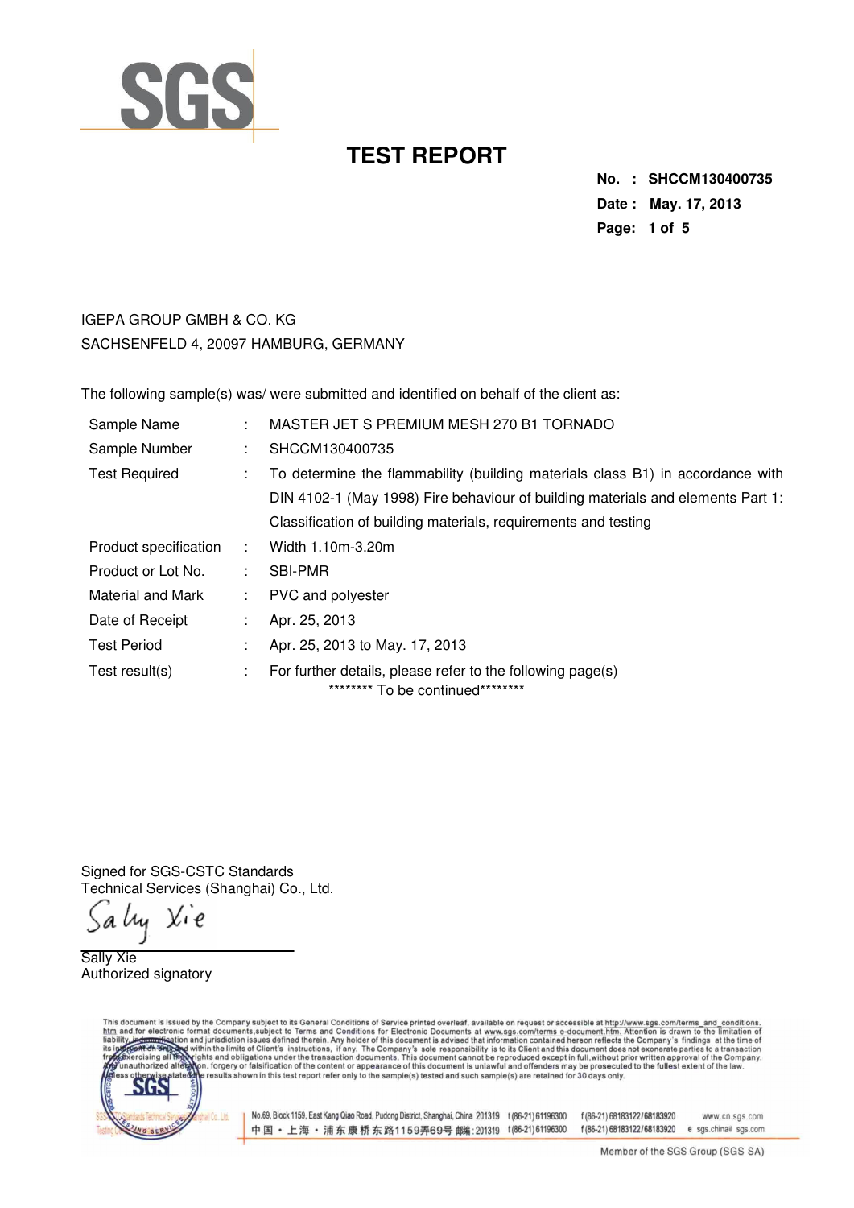SGS

# TEST REPORT

**No. : SHCCM130400735**
**Date : May. 17, 2013**

IGEPA GROUP GMBH & CO. KG
SACHSENFELD 4, 20097 HAMBURG, GERMANY

The following sample(s) was/ were submitted and identified on behalf of the client as:

| | | |
|---|---|---|
| Sample Name | : | MASTER JET S PREMIUM MESH 270 B1 TORNADO |
| Sample Number | : | SHCCM130400735 |
| Test Required | : | To determine the flammability (building materials class B1) in accordance with DIN 4102-1 (May 1998) Fire behaviour of building materials and elements Part 1: Classification of building materials, requirements and testing |
| Product specification | : | Width 1.10m-3.20m |
| Product or Lot No. | : | SBI-PMR |
| Material and Mark | : | PVC and polyester |
| Date of Receipt | : | Apr. 25, 2013 |
| Test Period | : | Apr. 25, 2013 to May. 17, 2013 |
| Test result(s) | : | For further details, please refer to the following page(s) |

******** To be continued********

Signed for SGS-CSTC Standards
Technical Services (Shanghai) Co., Ltd.

Sally Xie
Authorized signatory

This document is issued by the Company subject to its General Conditions of Service printed overleaf, available on request or accessible at http://www.sgs.com/terms_and_conditions.htm and,for electronic format documents,subject to Terms and Conditions for Electronic Documents at www.sgs.com/terms e-document.htm. Attention is drawn to the limitation of liability, indemnification and jurisdiction issues defined therein. Any holder of this document is advised that information contained hereon reflects the Company's findings at the time of its intervention only and within the limits of Client's instructions, if any. The Company's sole responsibility is to its Client and this document does not exonerate parties to a transaction from exercising all their rights and obligations under the transaction documents. This document cannot be reproduced except in full,without prior written approval of the Company. Any unauthorized alteration, forgery or falsification of the content or appearance of this document is unlawful and offenders may be prosecuted to the fullest extent of the law. Unless otherwise stated the results shown in this test report refer only to the sample(s) tested and such sample(s) are retained for 30 days only.

No.69, Block 1159, East Kang Qiao Road, Pudong District, Shanghai, China 201319 t(86-21)61196300 f(86-21)68183122/68183920 www.cn.sgs.com
中国・上海・浦东康桥东路1159弄69号 邮编:201319 t(86-21)61196300 f(86-21)68183122/68183920 e sgs.china@sgs.com

Member of the SGS Group (SGS SA)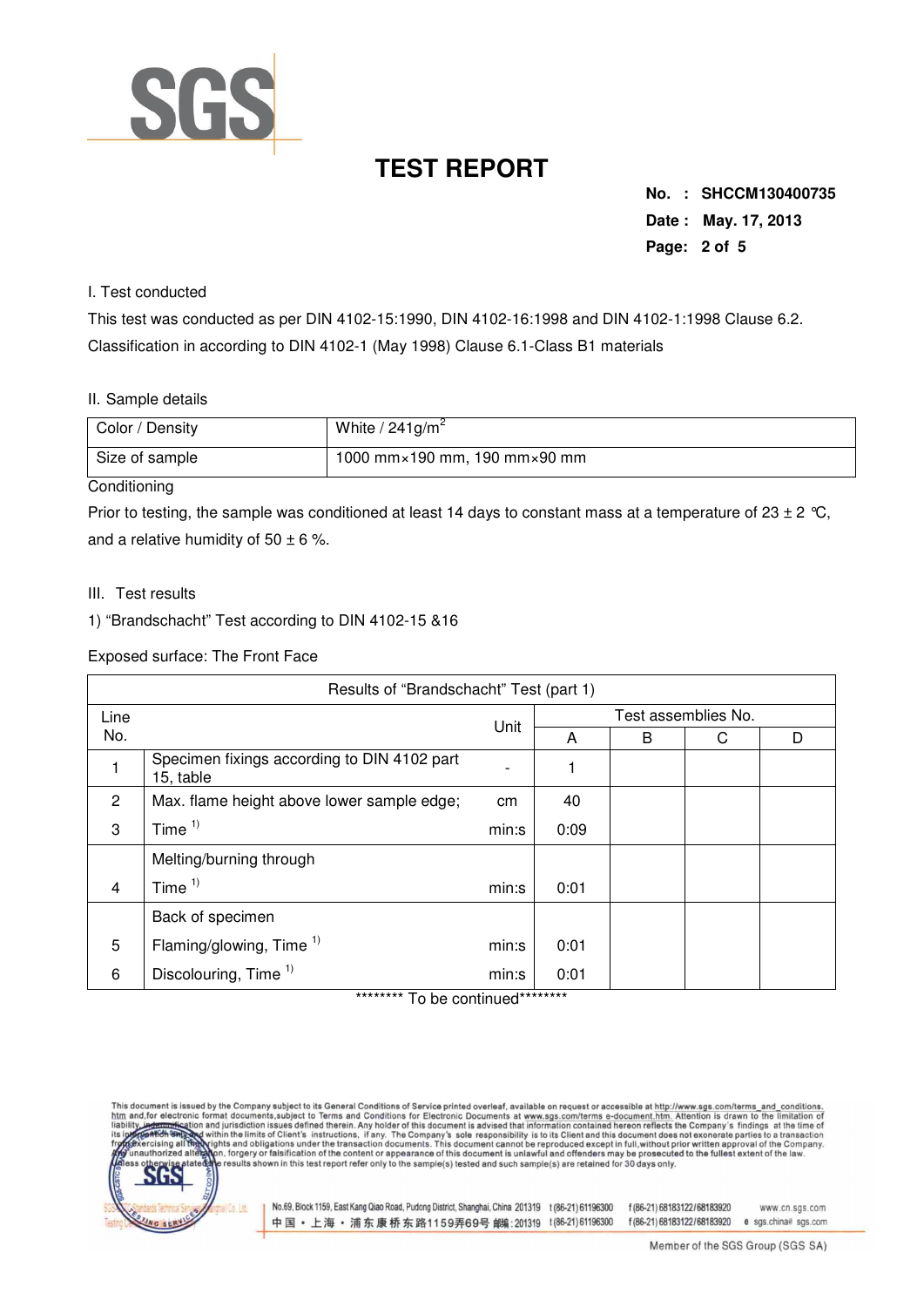# TEST REPORT

**No. : SHCCM130400735**
**Date : May. 17, 2013**

I. Test conducted

This test was conducted as per DIN 4102-15:1990, DIN 4102-16:1998 and DIN 4102-1:1998 Clause 6.2. Classification in according to DIN 4102-1 (May 1998) Clause 6.1-Class B1 materials

II. Sample details

| Color / Density | White / 241g/m$^2$ |
|---|---|
| Size of sample | 1000 mm×190 mm, 190 mm×90 mm |

Conditioning

Prior to testing, the sample was conditioned at least 14 days to constant mass at a temperature of 23 ± 2 ℃, and a relative humidity of 50 ± 6 %.

III. Test results

1) "Brandschacht" Test according to DIN 4102-15 &16

Exposed surface: The Front Face

| Results of "Brandschacht" Test (part 1) | | | | | | |
|---|---|---|---|---|---|---|
| Line No. | | Unit | Test assemblies No. | | | |
| | | | A | B | C | D |
| 1 | Specimen fixings according to DIN 4102 part 15, table | - | 1 | | | |
| 2 | Max. flame height above lower sample edge; | cm | 40 | | | |
| 3 | Time [1] | min:s | 0:09 | | | |
| | Melting/burning through | | | | | |
| 4 | Time [1] | min:s | 0:01 | | | |
| | Back of specimen | | | | | |
| 5 | Flaming/glowing, Time [1] | min:s | 0:01 | | | |
| 6 | Discolouring, Time [1] | min:s | 0:01 | | | |

******** To be continued********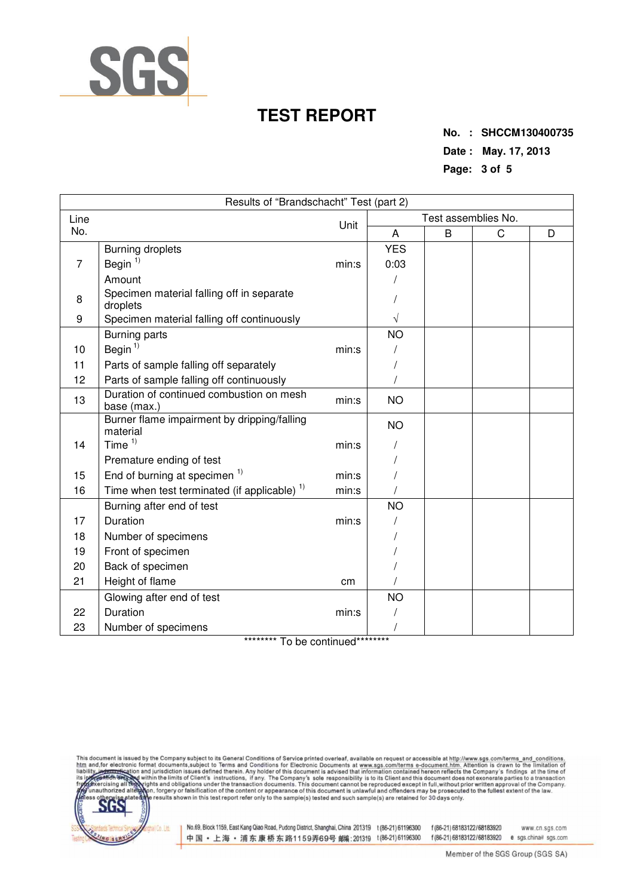# TEST REPORT

**No. : SHCCM130400735**
**Date : May. 17, 2013**

| Results of "Brandschacht" Test (part 2) | | | | | | |
|---|---|---|---|---|---|---|
| Line No. | | Unit | Test assemblies No. | | | |
| | | | A | B | C | D |
| | Burning droplets | | YES | | | |
| 7 | Begin [1)] | min:s | 0:03 | | | |
| | Amount | | / | | | |
| 8 | Specimen material falling off in separate droplets | | / | | | |
| 9 | Specimen material falling off continuously | | √ | | | |
| | Burning parts | | NO | | | |
| 10 | Begin [1)] | min:s | / | | | |
| 11 | Parts of sample falling off separately | | / | | | |
| 12 | Parts of sample falling off continuously | | / | | | |
| 13 | Duration of continued combustion on mesh base (max.) | min:s | NO | | | |
| | Burner flame impairment by dripping/falling material | | NO | | | |
| 14 | Time [1)] | min:s | / | | | |
| | Premature ending of test | | / | | | |
| 15 | End of burning at specimen [1)] | min:s | / | | | |
| 16 | Time when test terminated (if applicable) [1)] | min:s | / | | | |
| | Burning after end of test | | NO | | | |
| 17 | Duration | min:s | / | | | |
| 18 | Number of specimens | | / | | | |
| 19 | Front of specimen | | / | | | |
| 20 | Back of specimen | | / | | | |
| 21 | Height of flame | cm | / | | | |
| | Glowing after end of test | | NO | | | |
| 22 | Duration | min:s | / | | | |
| 23 | Number of specimens | | / | | | |

******** To be continued********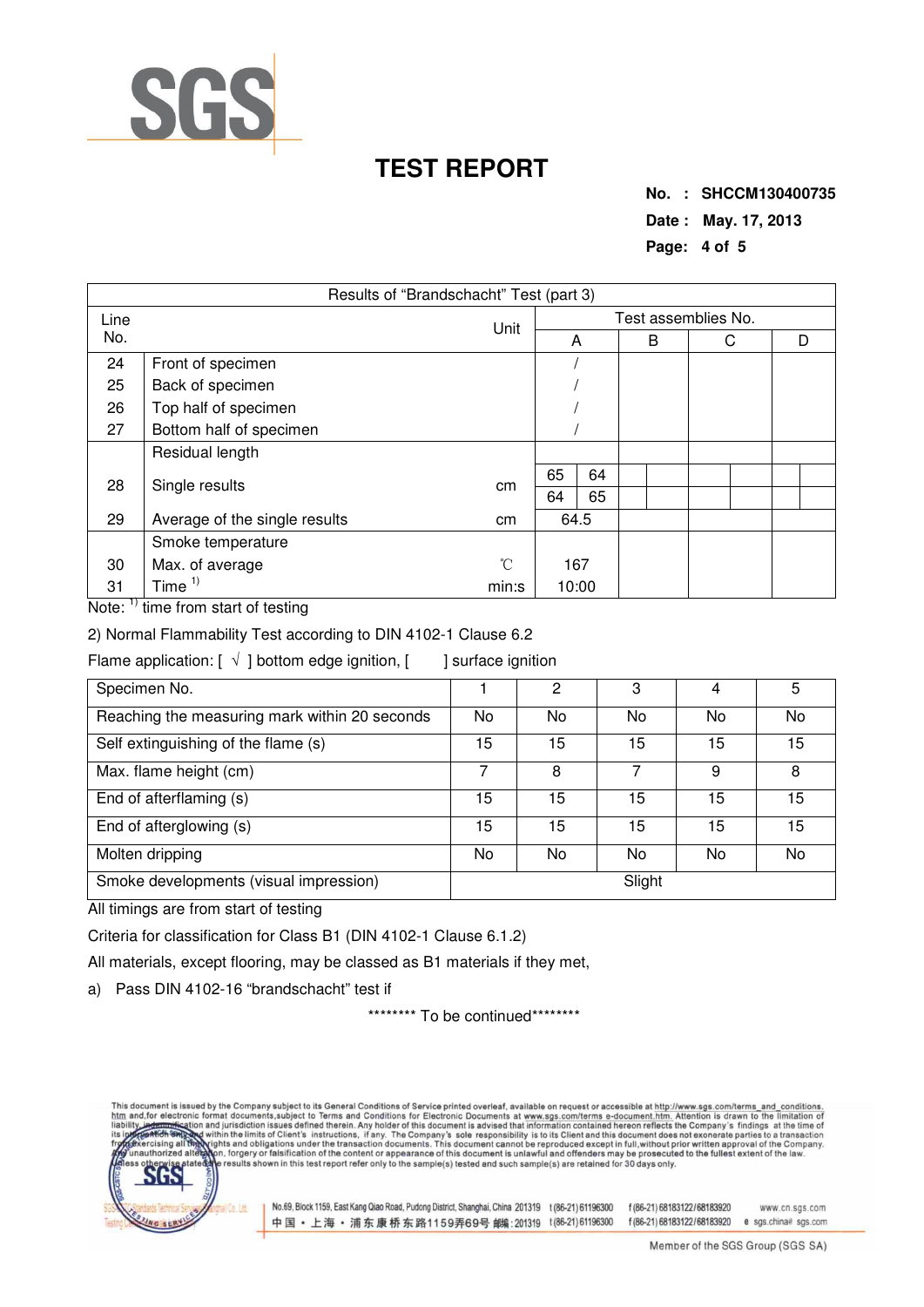# TEST REPORT

**No. : SHCCM130400735**
**Date : May. 17, 2013**

| Results of "Brandschacht" Test (part 3) | | | | | | | | | | | |
|---|---|---|---|---|---|---|---|---|---|---|---|
| Line No. | | Unit | Test assemblies No. | | | | | | | | |
| | | | A | | B | | C | | D | | |
| 24 | Front of specimen | | / | | | | | | | | |
| 25 | Back of specimen | | / | | | | | | | | |
| 26 | Top half of specimen | | / | | | | | | | | |
| 27 | Bottom half of specimen | | / | | | | | | | | |
| | Residual length | | | | | | | | | | |
| 28 | Single results | cm | 65 | 64 | | | | | | | |
| | | | 64 | 65 | | | | | | | |
| 29 | Average of the single results | cm | 64.5 | | | | | | | | |
| | Smoke temperature | | | | | | | | | | |
| 30 | Max. of average | ℃ | 167 | | | | | | | | |
| 31 | Time [1] | min:s | 10:00 | | | | | | | | |

Note: [1] time from start of testing

2) Normal Flammability Test according to DIN 4102-1 Clause 6.2

Flame application: [ √ ] bottom edge ignition, [ ] surface ignition

| Specimen No. | 1 | 2 | 3 | 4 | 5 |
|---|---|---|---|---|---|
| Reaching the measuring mark within 20 seconds | No | No | No | No | No |
| Self extinguishing of the flame (s) | 15 | 15 | 15 | 15 | 15 |
| Max. flame height (cm) | 7 | 8 | 7 | 9 | 8 |
| End of afterflaming (s) | 15 | 15 | 15 | 15 | 15 |
| End of afterglowing (s) | 15 | 15 | 15 | 15 | 15 |
| Molten dripping | No | No | No | No | No |
| Smoke developments (visual impression) | Slight | | | | |

All timings are from start of testing

Criteria for classification for Class B1 (DIN 4102-1 Clause 6.1.2)

All materials, except flooring, may be classed as B1 materials if they met,

a) Pass DIN 4102-16 "brandschacht" test if

******** To be continued********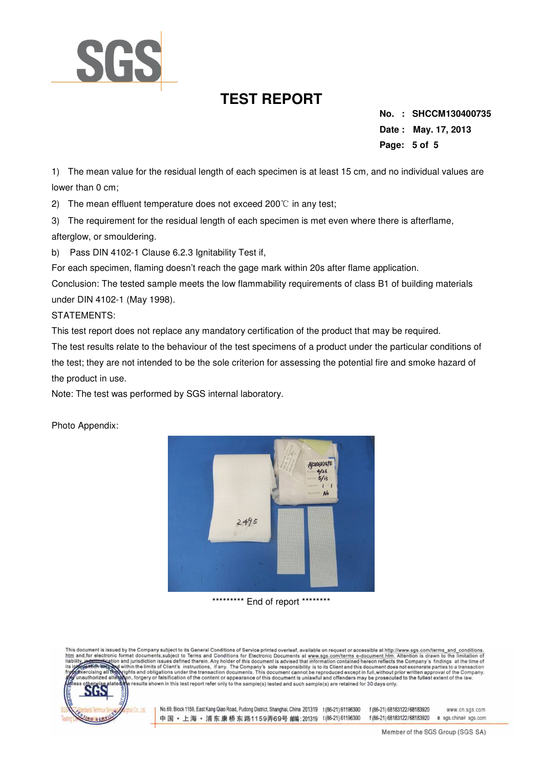1) The mean value for the residual length of each specimen is at least 15 cm, and no individual values are lower than 0 cm;

2) The mean effluent temperature does not exceed 200℃ in any test;

3) The requirement for the residual length of each specimen is met even where there is afterflame, afterglow, or smouldering.

b) Pass DIN 4102-1 Clause 6.2.3 Ignitability Test if,

For each specimen, flaming doesn't reach the gage mark within 20s after flame application.

Conclusion: The tested sample meets the low flammability requirements of class B1 of building materials under DIN 4102-1 (May 1998).

STATEMENTS:

This test report does not replace any mandatory certification of the product that may be required.

The test results relate to the behaviour of the test specimens of a product under the particular conditions of the test; they are not intended to be the sole criterion for assessing the potential fire and smoke hazard of the product in use.

Note: The test was performed by SGS internal laboratory.

Photo Appendix:

********* End of report ********